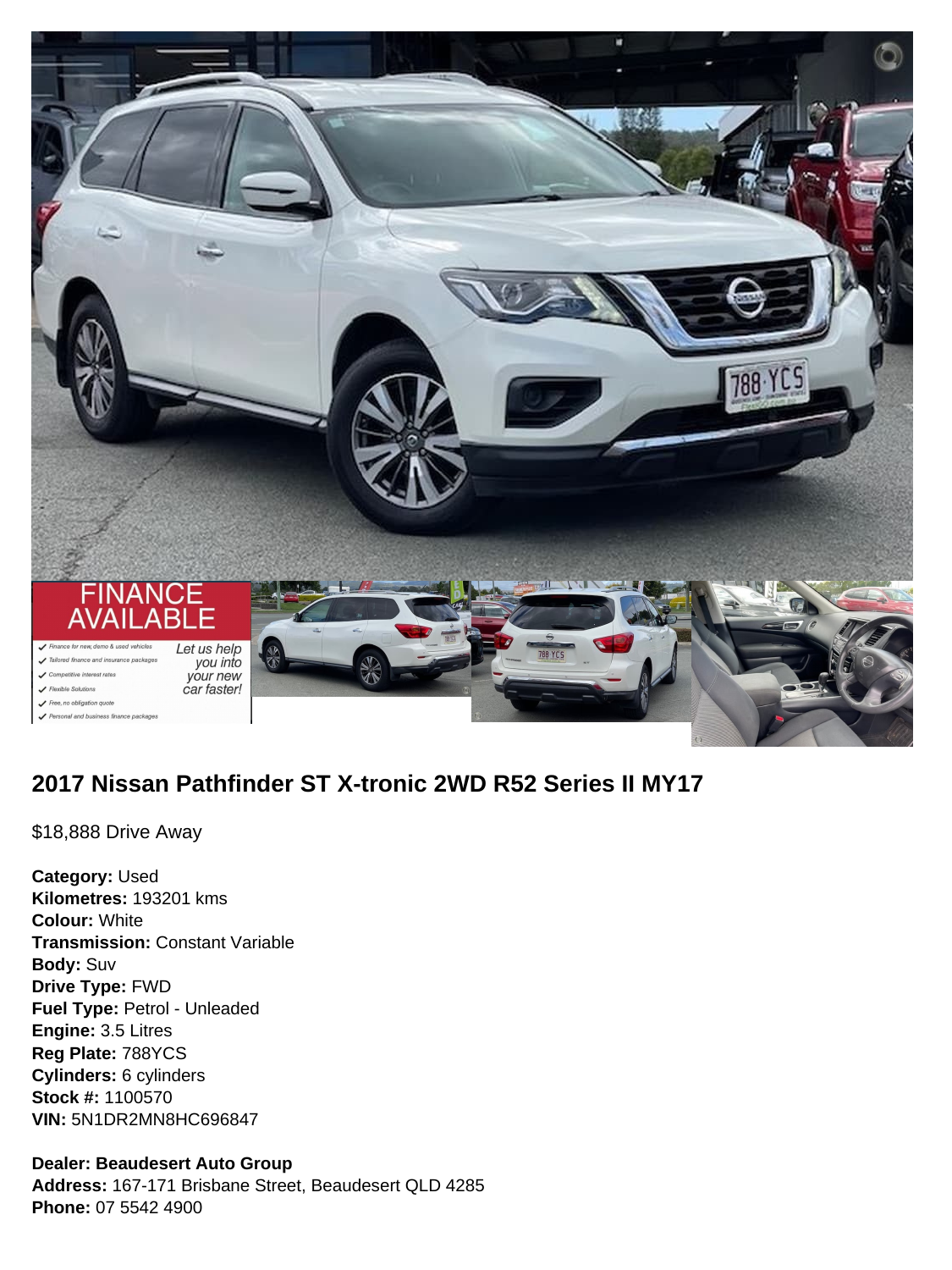## 2017 Nissan Pathfinder ST X-tronic 2WD R52 Series II MY17

$18,888 Drive Away

**Category:** Used
**Kilometres:** 193201 kms
**Colour:** White
**Transmission:** Constant Variable
**Body:** Suv
**Drive Type:** FWD
**Fuel Type:** Petrol - Unleaded
**Engine:** 3.5 Litres
**Reg Plate:** 788YCS
**Cylinders:** 6 cylinders
**Stock #:** 1100570
**VIN:** 5N1DR2MN8HC696847

**Dealer: Beaudesert Auto Group**
**Address:** 167-171 Brisbane Street, Beaudesert QLD 4285
**Phone:** 07 5542 4900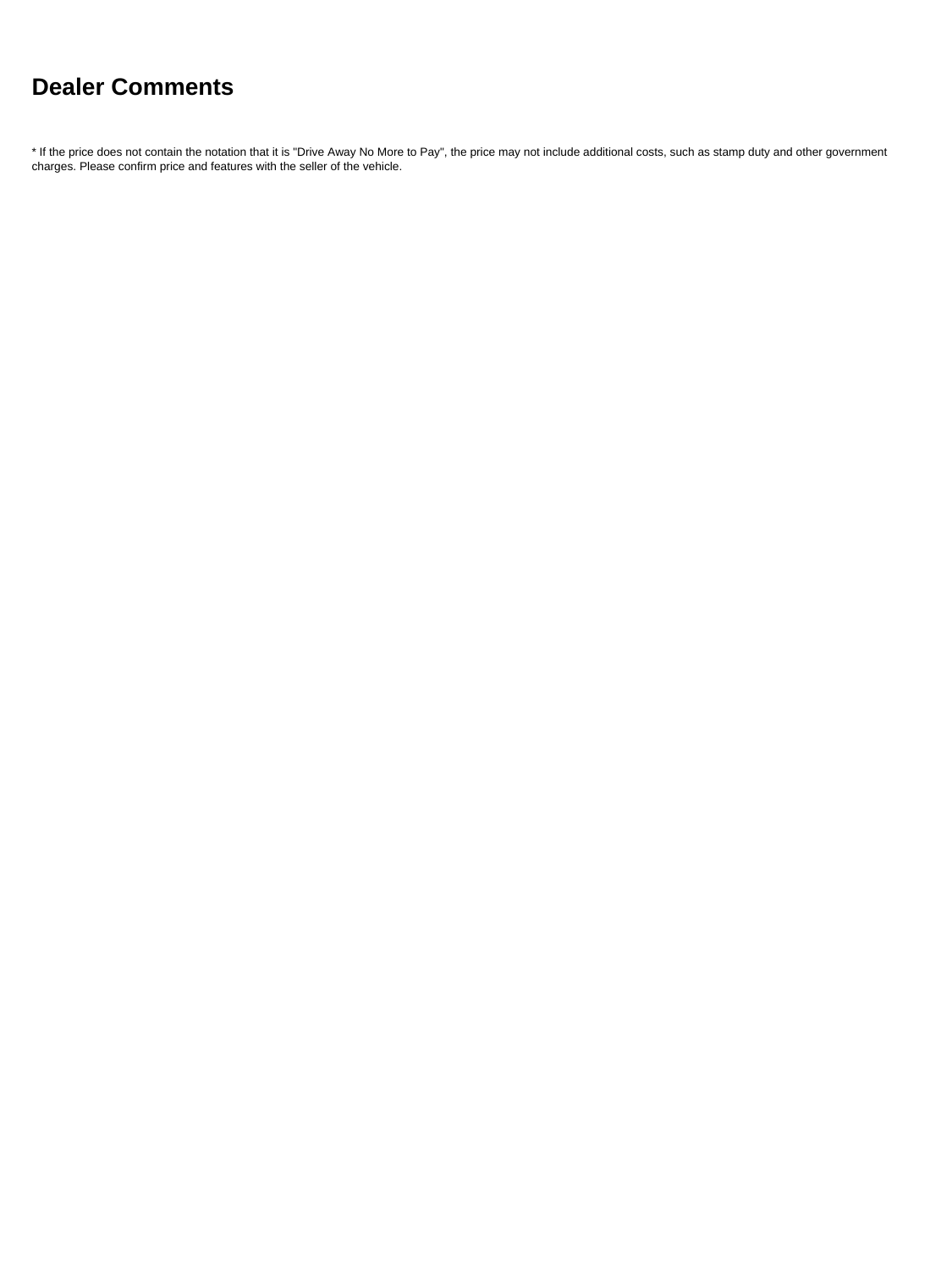## Dealer Comments

* If the price does not contain the notation that it is "Drive Away No More to Pay", the price may not include additional costs, such as stamp duty and other government charges. Please confirm price and features with the seller of the vehicle.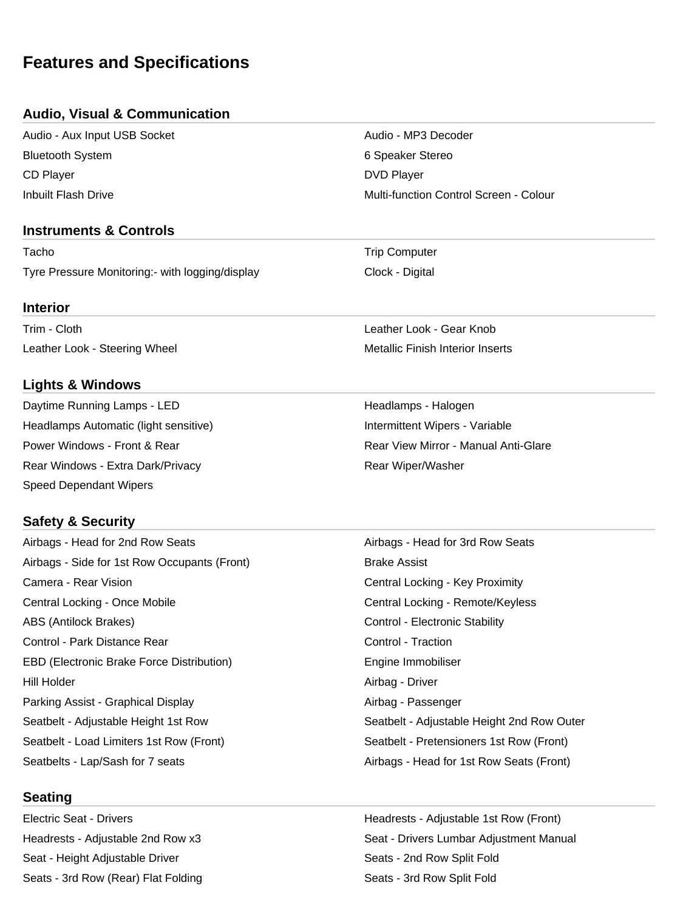# Features and Specifications

## Audio, Visual & Communication

- Audio - Aux Input USB Socket
- Audio - MP3 Decoder
- Bluetooth System
- 6 Speaker Stereo
- CD Player
- DVD Player
- Inbuilt Flash Drive
- Multi-function Control Screen - Colour

## Instruments & Controls

- Tacho
- Trip Computer
- Tyre Pressure Monitoring:- with logging/display
- Clock - Digital

## Interior

- Trim - Cloth
- Leather Look - Gear Knob
- Leather Look - Steering Wheel
- Metallic Finish Interior Inserts

## Lights & Windows

- Daytime Running Lamps - LED
- Headlamps - Halogen
- Headlamps Automatic (light sensitive)
- Intermittent Wipers - Variable
- Power Windows - Front & Rear
- Rear View Mirror - Manual Anti-Glare
- Rear Windows - Extra Dark/Privacy
- Rear Wiper/Washer
- Speed Dependant Wipers

## Safety & Security

- Airbags - Head for 2nd Row Seats
- Airbags - Head for 3rd Row Seats
- Airbags - Side for 1st Row Occupants (Front)
- Brake Assist
- Camera - Rear Vision
- Central Locking - Key Proximity
- Central Locking - Once Mobile
- Central Locking - Remote/Keyless
- ABS (Antilock Brakes)
- Control - Electronic Stability
- Control - Park Distance Rear
- Control - Traction
- EBD (Electronic Brake Force Distribution)
- Engine Immobiliser
- Hill Holder
- Airbag - Driver
- Parking Assist - Graphical Display
- Airbag - Passenger
- Seatbelt - Adjustable Height 1st Row
- Seatbelt - Adjustable Height 2nd Row Outer
- Seatbelt - Load Limiters 1st Row (Front)
- Seatbelt - Pretensioners 1st Row (Front)
- Seatbelts - Lap/Sash for 7 seats
- Airbags - Head for 1st Row Seats (Front)

## Seating

- Electric Seat - Drivers
- Headrests - Adjustable 1st Row (Front)
- Headrests - Adjustable 2nd Row x3
- Seat - Drivers Lumbar Adjustment Manual
- Seat - Height Adjustable Driver
- Seats - 2nd Row Split Fold
- Seats - 3rd Row (Rear) Flat Folding
- Seats - 3rd Row Split Fold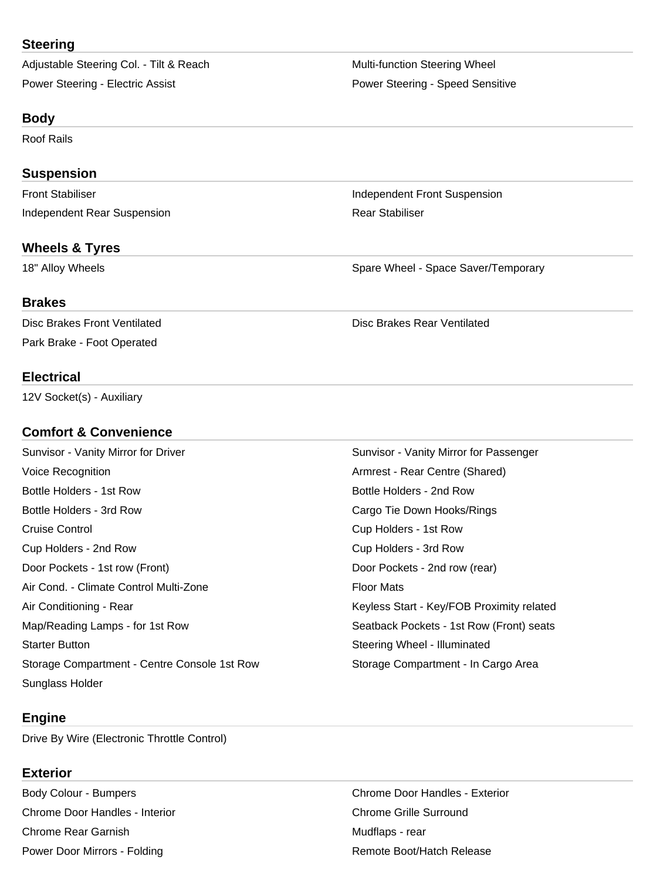## Steering

- Adjustable Steering Col. - Tilt & Reach
- Multi-function Steering Wheel
- Power Steering - Electric Assist
- Power Steering - Speed Sensitive

## Body

- Roof Rails

## Suspension

- Front Stabiliser
- Independent Front Suspension
- Independent Rear Suspension
- Rear Stabiliser

## Wheels & Tyres

- 18" Alloy Wheels
- Spare Wheel - Space Saver/Temporary

## Brakes

- Disc Brakes Front Ventilated
- Disc Brakes Rear Ventilated
- Park Brake - Foot Operated

## Electrical

- 12V Socket(s) - Auxiliary

## Comfort & Convenience

- Sunvisor - Vanity Mirror for Driver
- Sunvisor - Vanity Mirror for Passenger
- Voice Recognition
- Armrest - Rear Centre (Shared)
- Bottle Holders - 1st Row
- Bottle Holders - 2nd Row
- Bottle Holders - 3rd Row
- Cargo Tie Down Hooks/Rings
- Cruise Control
- Cup Holders - 1st Row
- Cup Holders - 2nd Row
- Cup Holders - 3rd Row
- Door Pockets - 1st row (Front)
- Door Pockets - 2nd row (rear)
- Air Cond. - Climate Control Multi-Zone
- Floor Mats
- Air Conditioning - Rear
- Keyless Start - Key/FOB Proximity related
- Map/Reading Lamps - for 1st Row
- Seatback Pockets - 1st Row (Front) seats
- Starter Button
- Steering Wheel - Illuminated
- Storage Compartment - Centre Console 1st Row
- Storage Compartment - In Cargo Area
- Sunglass Holder

## Engine

- Drive By Wire (Electronic Throttle Control)

## Exterior

- Body Colour - Bumpers
- Chrome Door Handles - Exterior
- Chrome Door Handles - Interior
- Chrome Grille Surround
- Chrome Rear Garnish
- Mudflaps - rear
- Power Door Mirrors - Folding
- Remote Boot/Hatch Release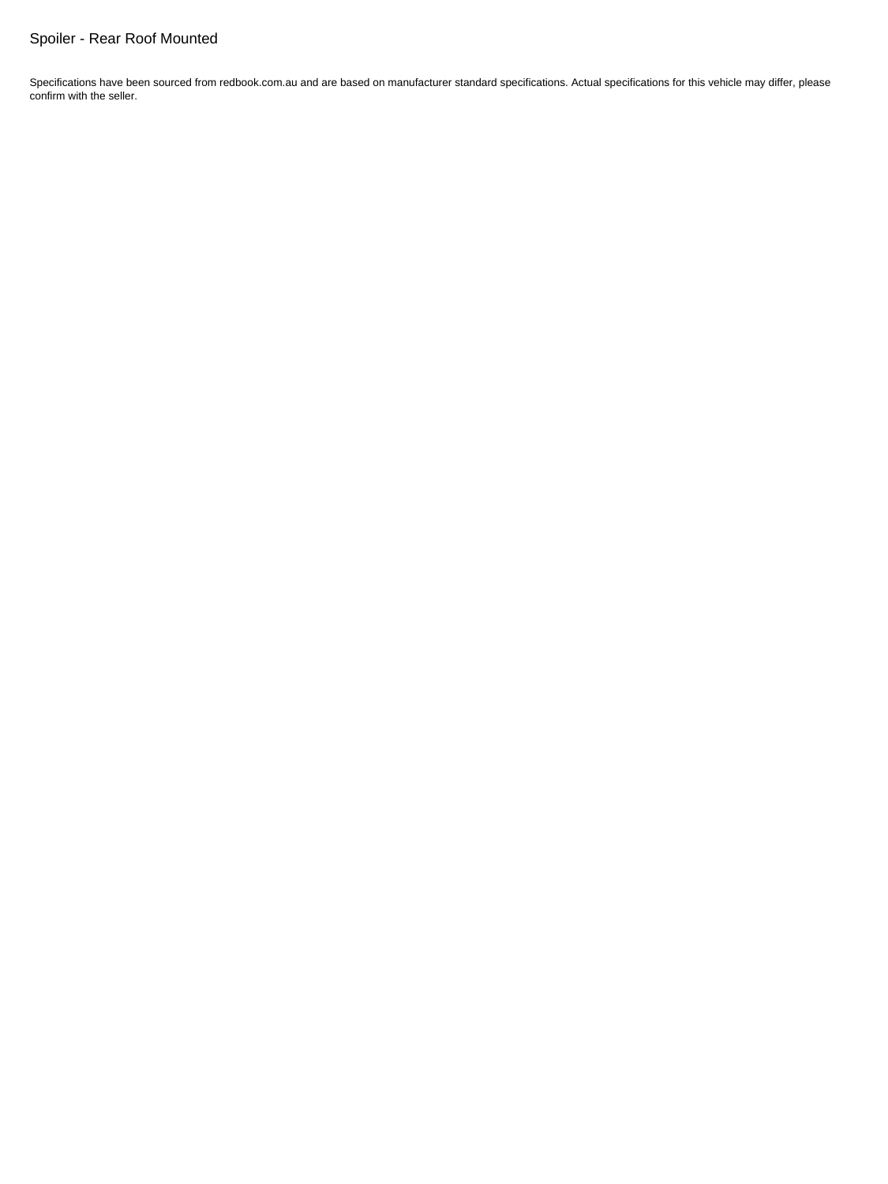Spoiler - Rear Roof Mounted

Specifications have been sourced from redbook.com.au and are based on manufacturer standard specifications. Actual specifications for this vehicle may differ, please confirm with the seller.